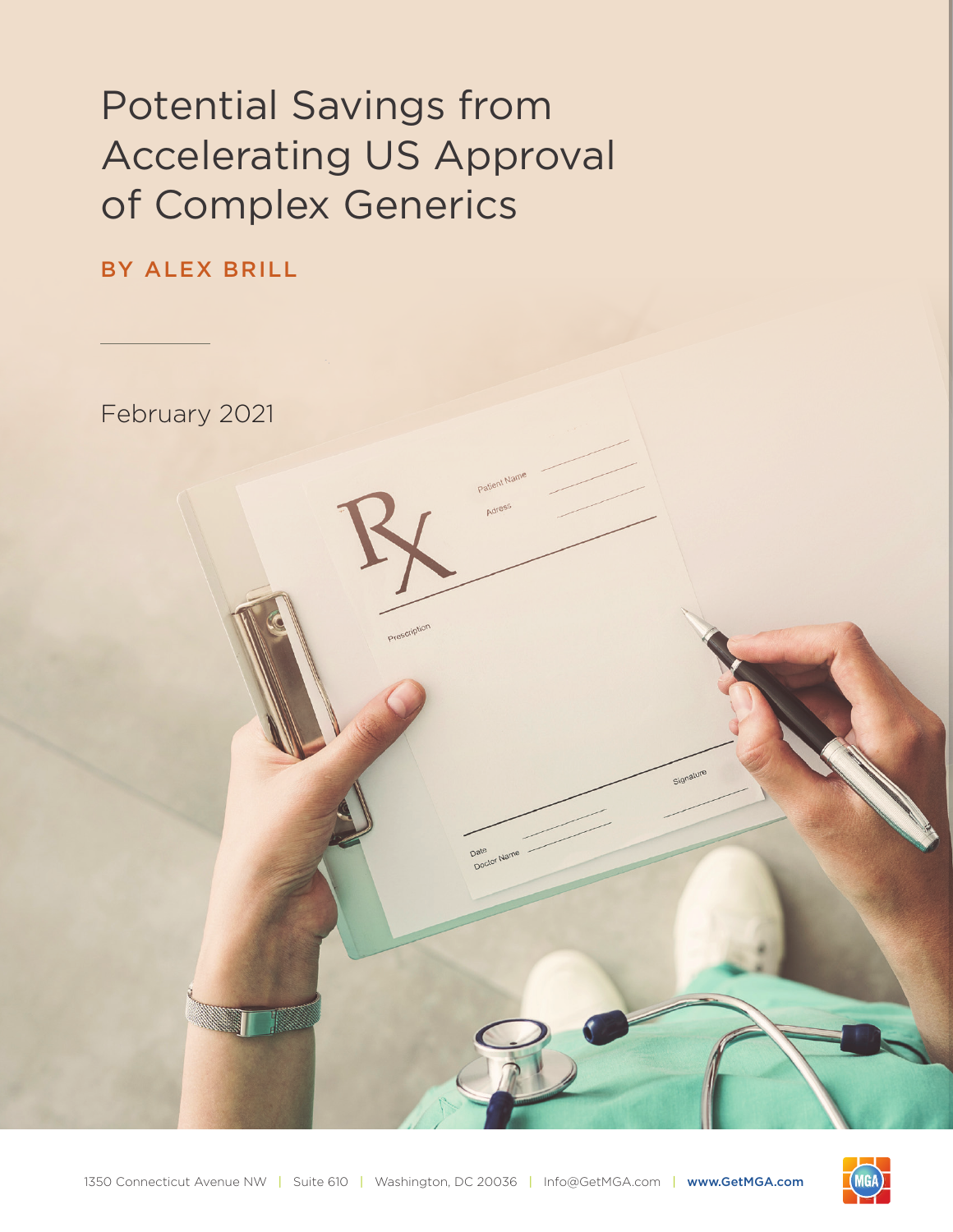# Potential Savings from Accelerating US Approval of Complex Generics

BY ALEX BRILL

February 2021

1350 Connecticut Avenue NW | Suite 610 | Washington, DC 20036 | Info@GetMGA.com | www.GetMGA.com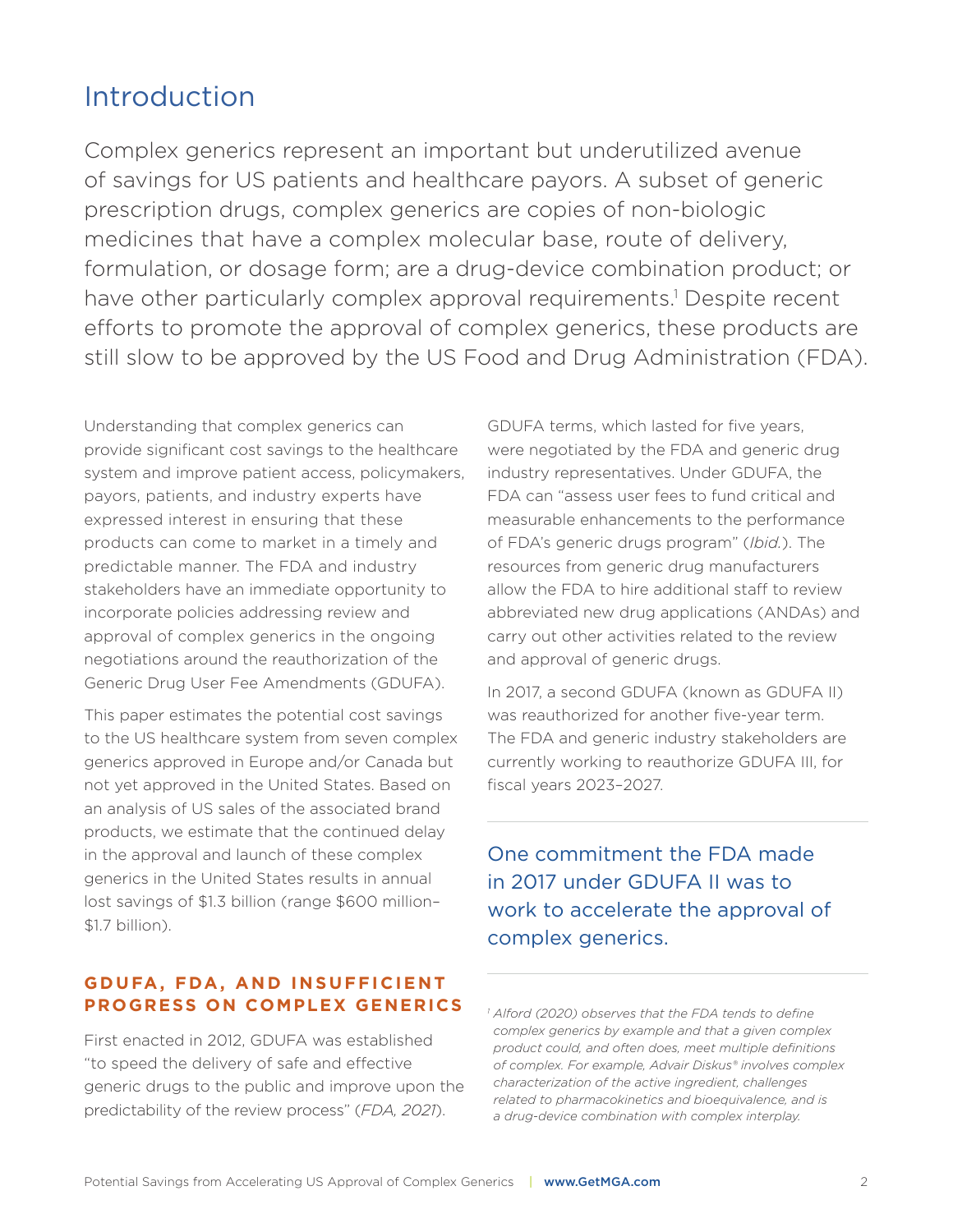# Introduction

Complex generics represent an important but underutilized avenue of savings for US patients and healthcare payors. A subset of generic prescription drugs, complex generics are copies of non-biologic medicines that have a complex molecular base, route of delivery, formulation, or dosage form; are a drug-device combination product; or have other particularly complex approval requirements.[1] Despite recent efforts to promote the approval of complex generics, these products are still slow to be approved by the US Food and Drug Administration (FDA).

Understanding that complex generics can provide significant cost savings to the healthcare system and improve patient access, policymakers, payors, patients, and industry experts have expressed interest in ensuring that these products can come to market in a timely and predictable manner. The FDA and industry stakeholders have an immediate opportunity to incorporate policies addressing review and approval of complex generics in the ongoing negotiations around the reauthorization of the Generic Drug User Fee Amendments (GDUFA).

This paper estimates the potential cost savings to the US healthcare system from seven complex generics approved in Europe and/or Canada but not yet approved in the United States. Based on an analysis of US sales of the associated brand products, we estimate that the continued delay in the approval and launch of these complex generics in the United States results in annual lost savings of $1.3 billion (range $600 million–$1.7 billion).

### GDUFA, FDA, AND INSUFFICIENT PROGRESS ON COMPLEX GENERICS

First enacted in 2012, GDUFA was established "to speed the delivery of safe and effective generic drugs to the public and improve upon the predictability of the review process" (*FDA, 2021*). GDUFA terms, which lasted for five years, were negotiated by the FDA and generic drug industry representatives. Under GDUFA, the FDA can "assess user fees to fund critical and measurable enhancements to the performance of FDA's generic drugs program" (*Ibid.*). The resources from generic drug manufacturers allow the FDA to hire additional staff to review abbreviated new drug applications (ANDAs) and carry out other activities related to the review and approval of generic drugs.

In 2017, a second GDUFA (known as GDUFA II) was reauthorized for another five-year term. The FDA and generic industry stakeholders are currently working to reauthorize GDUFA III, for fiscal years 2023–2027.

> One commitment the FDA made in 2017 under GDUFA II was to work to accelerate the approval of complex generics.

[1] *Alford (2020) observes that the FDA tends to define complex generics by example and that a given complex product could, and often does, meet multiple definitions of complex. For example, Advair Diskus® involves complex characterization of the active ingredient, challenges related to pharmacokinetics and bioequivalence, and is a drug-device combination with complex interplay.*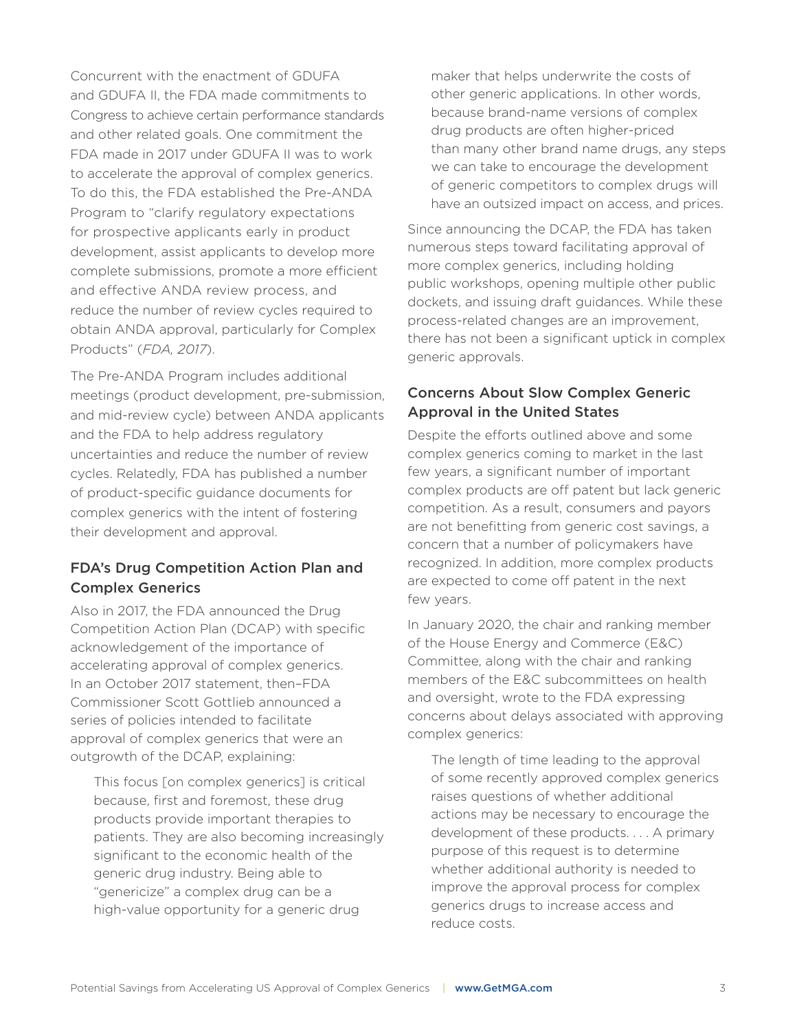Concurrent with the enactment of GDUFA and GDUFA II, the FDA made commitments to Congress to achieve certain performance standards and other related goals. One commitment the FDA made in 2017 under GDUFA II was to work to accelerate the approval of complex generics. To do this, the FDA established the Pre-ANDA Program to "clarify regulatory expectations for prospective applicants early in product development, assist applicants to develop more complete submissions, promote a more efficient and effective ANDA review process, and reduce the number of review cycles required to obtain ANDA approval, particularly for Complex Products" (*FDA, 2017*).

The Pre-ANDA Program includes additional meetings (product development, pre-submission, and mid-review cycle) between ANDA applicants and the FDA to help address regulatory uncertainties and reduce the number of review cycles. Relatedly, FDA has published a number of product-specific guidance documents for complex generics with the intent of fostering their development and approval.

## FDA's Drug Competition Action Plan and Complex Generics

Also in 2017, the FDA announced the Drug Competition Action Plan (DCAP) with specific acknowledgement of the importance of accelerating approval of complex generics. In an October 2017 statement, then–FDA Commissioner Scott Gottlieb announced a series of policies intended to facilitate approval of complex generics that were an outgrowth of the DCAP, explaining:

> This focus [on complex generics] is critical because, first and foremost, these drug products provide important therapies to patients. They are also becoming increasingly significant to the economic health of the generic drug industry. Being able to "genericize" a complex drug can be a high-value opportunity for a generic drug maker that helps underwrite the costs of other generic applications. In other words, because brand-name versions of complex drug products are often higher-priced than many other brand name drugs, any steps we can take to encourage the development of generic competitors to complex drugs will have an outsized impact on access, and prices.

Since announcing the DCAP, the FDA has taken numerous steps toward facilitating approval of more complex generics, including holding public workshops, opening multiple other public dockets, and issuing draft guidances. While these process-related changes are an improvement, there has not been a significant uptick in complex generic approvals.

## Concerns About Slow Complex Generic Approval in the United States

Despite the efforts outlined above and some complex generics coming to market in the last few years, a significant number of important complex products are off patent but lack generic competition. As a result, consumers and payors are not benefitting from generic cost savings, a concern that a number of policymakers have recognized. In addition, more complex products are expected to come off patent in the next few years.

In January 2020, the chair and ranking member of the House Energy and Commerce (E&C) Committee, along with the chair and ranking members of the E&C subcommittees on health and oversight, wrote to the FDA expressing concerns about delays associated with approving complex generics:

> The length of time leading to the approval of some recently approved complex generics raises questions of whether additional actions may be necessary to encourage the development of these products. . . . A primary purpose of this request is to determine whether additional authority is needed to improve the approval process for complex generics drugs to increase access and reduce costs.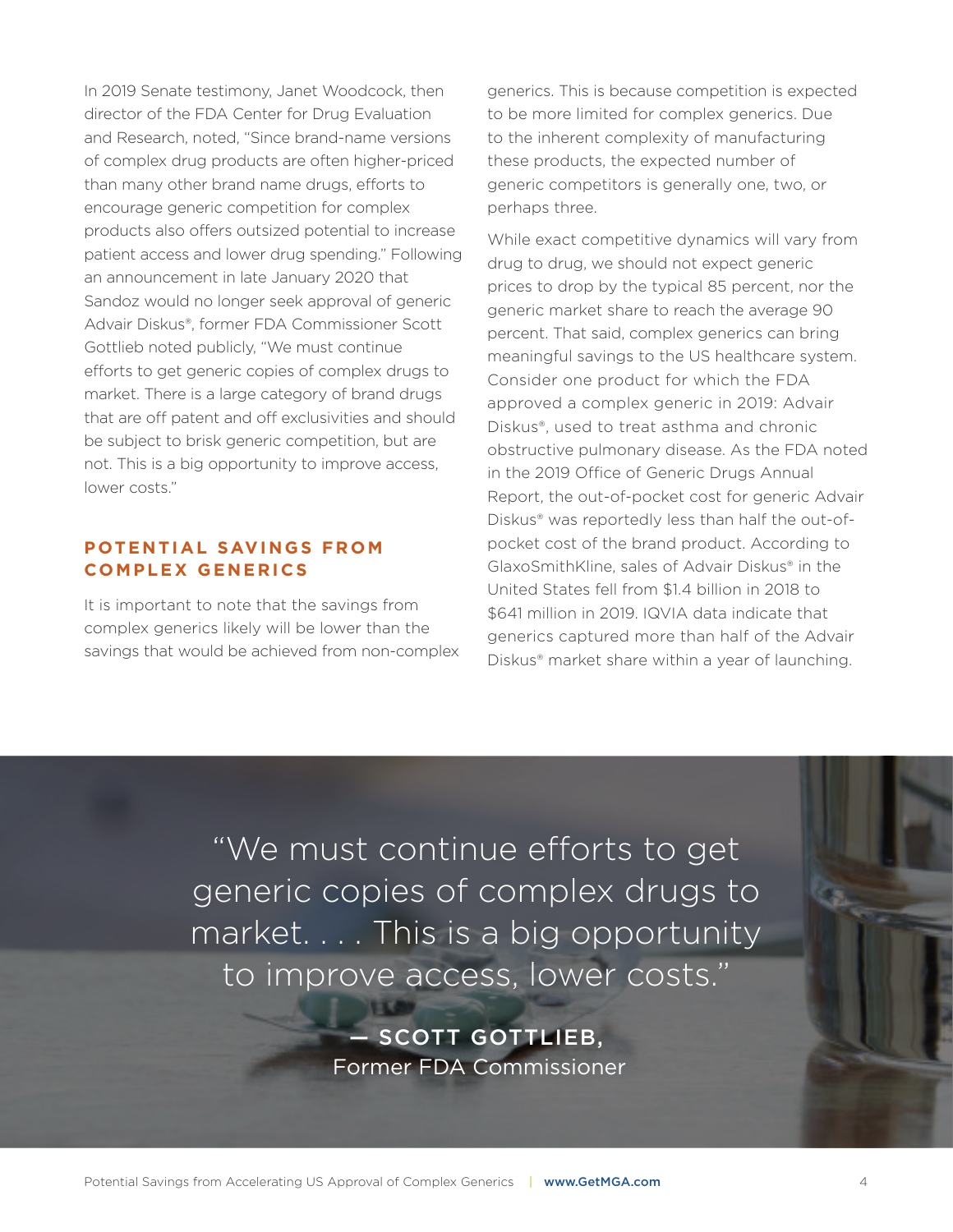In 2019 Senate testimony, Janet Woodcock, then director of the FDA Center for Drug Evaluation and Research, noted, "Since brand-name versions of complex drug products are often higher-priced than many other brand name drugs, efforts to encourage generic competition for complex products also offers outsized potential to increase patient access and lower drug spending." Following an announcement in late January 2020 that Sandoz would no longer seek approval of generic Advair Diskus®, former FDA Commissioner Scott Gottlieb noted publicly, "We must continue efforts to get generic copies of complex drugs to market. There is a large category of brand drugs that are off patent and off exclusivities and should be subject to brisk generic competition, but are not. This is a big opportunity to improve access, lower costs."

## POTENTIAL SAVINGS FROM COMPLEX GENERICS

It is important to note that the savings from complex generics likely will be lower than the savings that would be achieved from non-complex generics. This is because competition is expected to be more limited for complex generics. Due to the inherent complexity of manufacturing these products, the expected number of generic competitors is generally one, two, or perhaps three.

While exact competitive dynamics will vary from drug to drug, we should not expect generic prices to drop by the typical 85 percent, nor the generic market share to reach the average 90 percent. That said, complex generics can bring meaningful savings to the US healthcare system. Consider one product for which the FDA approved a complex generic in 2019: Advair Diskus®, used to treat asthma and chronic obstructive pulmonary disease. As the FDA noted in the 2019 Office of Generic Drugs Annual Report, the out-of-pocket cost for generic Advair Diskus® was reportedly less than half the out-of-pocket cost of the brand product. According to GlaxoSmithKline, sales of Advair Diskus® in the United States fell from $1.4 billion in 2018 to $641 million in 2019. IQVIA data indicate that generics captured more than half of the Advair Diskus® market share within a year of launching.

> "We must continue efforts to get generic copies of complex drugs to market. . . . This is a big opportunity to improve access, lower costs."
>
> — **SCOTT GOTTLIEB,** Former FDA Commissioner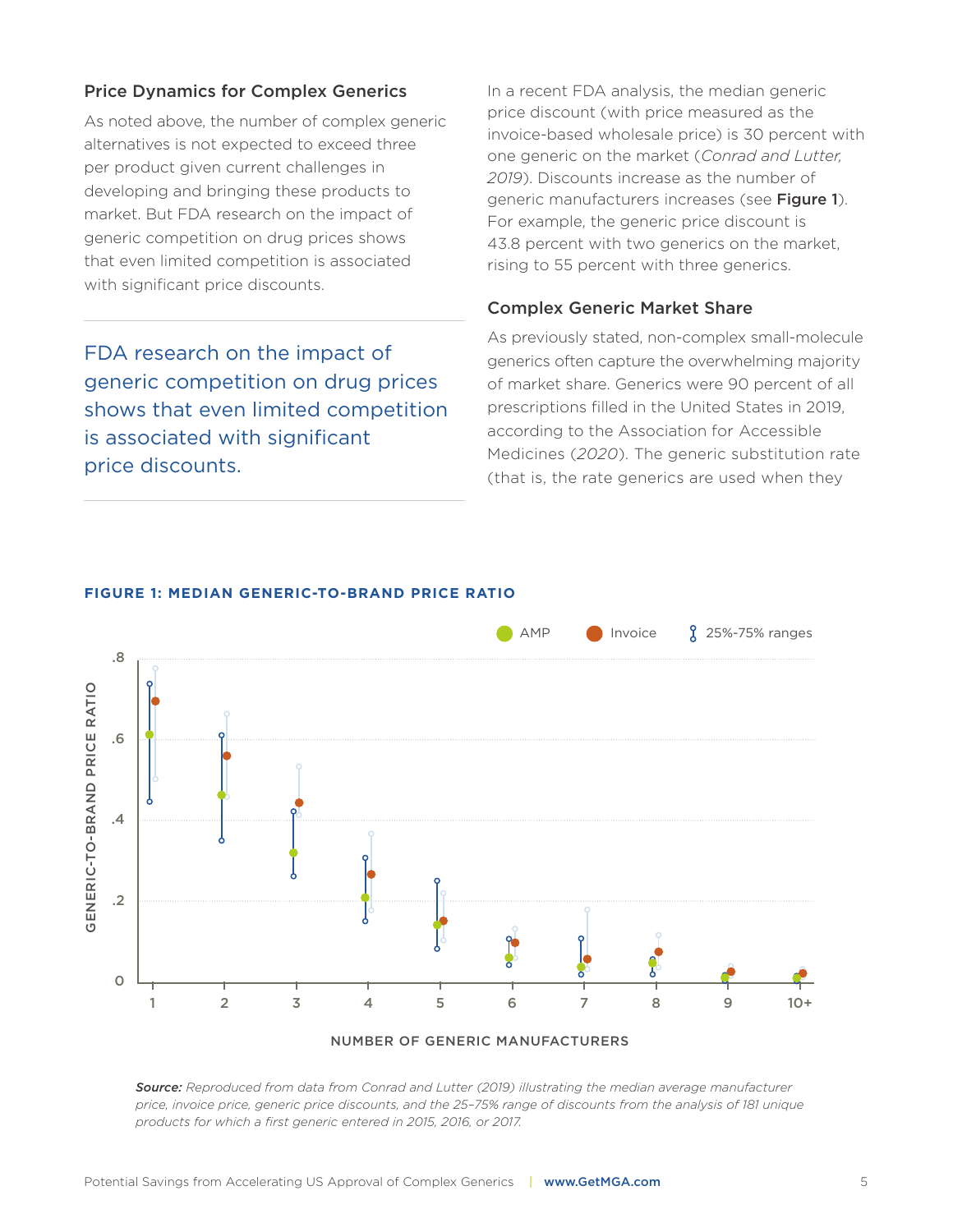### Price Dynamics for Complex Generics

As noted above, the number of complex generic alternatives is not expected to exceed three per product given current challenges in developing and bringing these products to market. But FDA research on the impact of generic competition on drug prices shows that even limited competition is associated with significant price discounts.

> FDA research on the impact of generic competition on drug prices shows that even limited competition is associated with significant price discounts.

In a recent FDA analysis, the median generic price discount (with price measured as the invoice-based wholesale price) is 30 percent with one generic on the market (*Conrad and Lutter, 2019*). Discounts increase as the number of generic manufacturers increases (see **Figure 1**). For example, the generic price discount is 43.8 percent with two generics on the market, rising to 55 percent with three generics.

### Complex Generic Market Share

As previously stated, non-complex small-molecule generics often capture the overwhelming majority of market share. Generics were 90 percent of all prescriptions filled in the United States in 2019, according to the Association for Accessible Medicines (*2020*). The generic substitution rate (that is, the rate generics are used when they

**FIGURE 1: MEDIAN GENERIC-TO-BRAND PRICE RATIO**

*Source: Reproduced from data from Conrad and Lutter (2019) illustrating the median average manufacturer price, invoice price, generic price discounts, and the 25–75% range of discounts from the analysis of 181 unique products for which a first generic entered in 2015, 2016, or 2017.*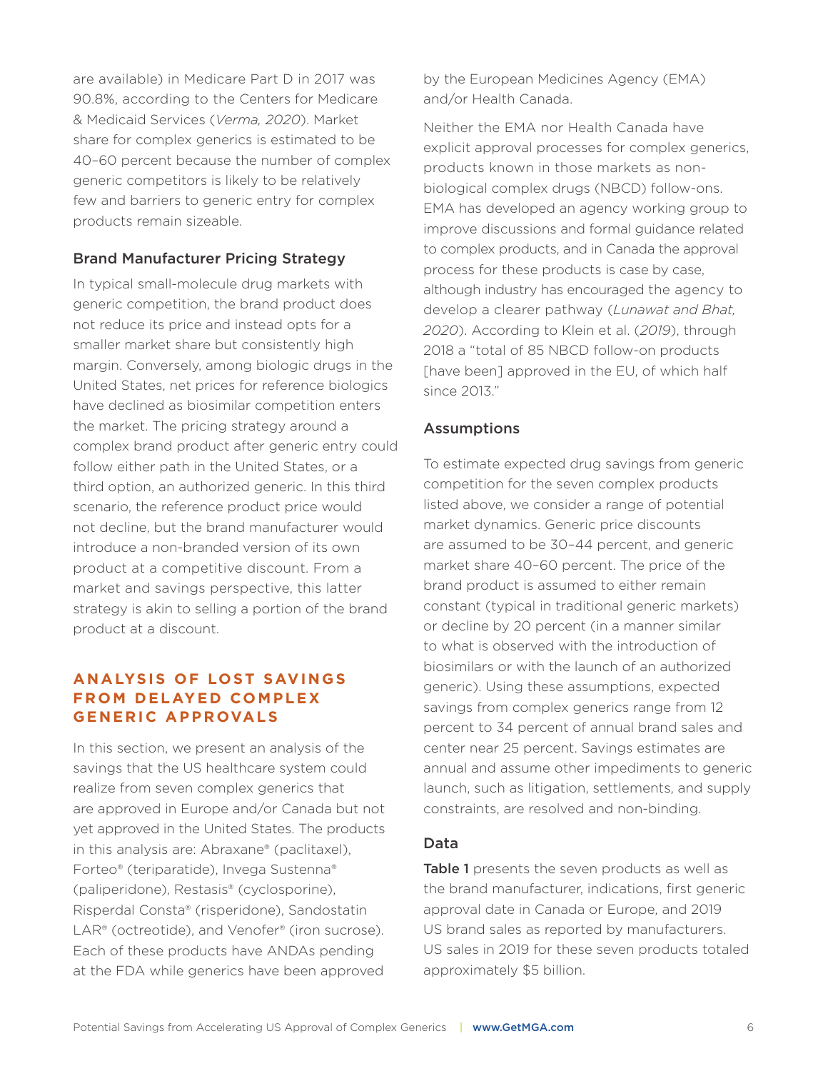are available) in Medicare Part D in 2017 was 90.8%, according to the Centers for Medicare & Medicaid Services (*Verma, 2020*). Market share for complex generics is estimated to be 40–60 percent because the number of complex generic competitors is likely to be relatively few and barriers to generic entry for complex products remain sizeable.

### Brand Manufacturer Pricing Strategy

In typical small-molecule drug markets with generic competition, the brand product does not reduce its price and instead opts for a smaller market share but consistently high margin. Conversely, among biologic drugs in the United States, net prices for reference biologics have declined as biosimilar competition enters the market. The pricing strategy around a complex brand product after generic entry could follow either path in the United States, or a third option, an authorized generic. In this third scenario, the reference product price would not decline, but the brand manufacturer would introduce a non-branded version of its own product at a competitive discount. From a market and savings perspective, this latter strategy is akin to selling a portion of the brand product at a discount.

## ANALYSIS OF LOST SAVINGS FROM DELAYED COMPLEX GENERIC APPROVALS

In this section, we present an analysis of the savings that the US healthcare system could realize from seven complex generics that are approved in Europe and/or Canada but not yet approved in the United States. The products in this analysis are: Abraxane® (paclitaxel), Forteo® (teriparatide), Invega Sustenna® (paliperidone), Restasis® (cyclosporine), Risperdal Consta® (risperidone), Sandostatin LAR® (octreotide), and Venofer® (iron sucrose). Each of these products have ANDAs pending at the FDA while generics have been approved by the European Medicines Agency (EMA) and/or Health Canada.

Neither the EMA nor Health Canada have explicit approval processes for complex generics, products known in those markets as non-biological complex drugs (NBCD) follow-ons. EMA has developed an agency working group to improve discussions and formal guidance related to complex products, and in Canada the approval process for these products is case by case, although industry has encouraged the agency to develop a clearer pathway (*Lunawat and Bhat, 2020*). According to Klein et al. (*2019*), through 2018 a "total of 85 NBCD follow-on products [have been] approved in the EU, of which half since 2013."

### Assumptions

To estimate expected drug savings from generic competition for the seven complex products listed above, we consider a range of potential market dynamics. Generic price discounts are assumed to be 30–44 percent, and generic market share 40–60 percent. The price of the brand product is assumed to either remain constant (typical in traditional generic markets) or decline by 20 percent (in a manner similar to what is observed with the introduction of biosimilars or with the launch of an authorized generic). Using these assumptions, expected savings from complex generics range from 12 percent to 34 percent of annual brand sales and center near 25 percent. Savings estimates are annual and assume other impediments to generic launch, such as litigation, settlements, and supply constraints, are resolved and non-binding.

### Data

**Table 1** presents the seven products as well as the brand manufacturer, indications, first generic approval date in Canada or Europe, and 2019 US brand sales as reported by manufacturers. US sales in 2019 for these seven products totaled approximately $5 billion.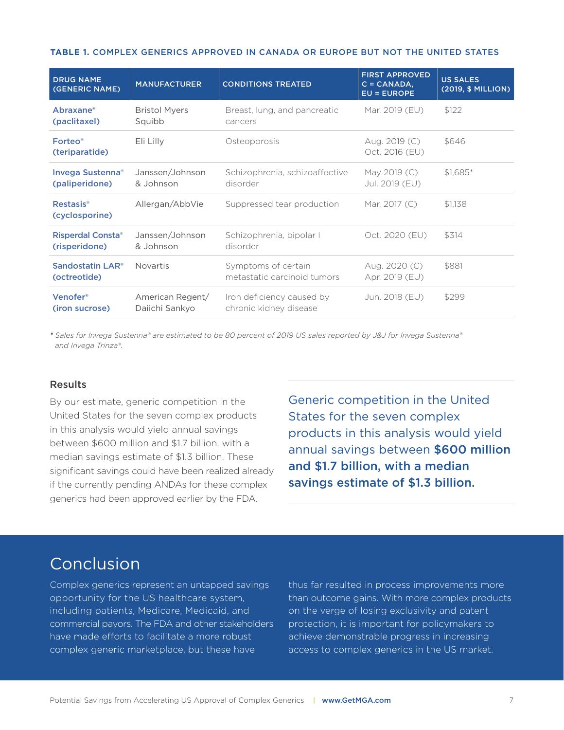**TABLE 1. COMPLEX GENERICS APPROVED IN CANADA OR EUROPE BUT NOT THE UNITED STATES**

| DRUG NAME (GENERIC NAME) | MANUFACTURER | CONDITIONS TREATED | FIRST APPROVED C = CANADA, EU = EUROPE | US SALES (2019, $ MILLION) |
|---|---|---|---|---|
| **Abraxane® (paclitaxel)** | Bristol Myers Squibb | Breast, lung, and pancreatic cancers | Mar. 2019 (EU) | $122 |
| **Forteo® (teriparatide)** | Eli Lilly | Osteoporosis | Aug. 2019 (C) Oct. 2016 (EU) | $646 |
| **Invega Sustenna® (paliperidone)** | Janssen/Johnson & Johnson | Schizophrenia, schizoaffective disorder | May 2019 (C) Jul. 2019 (EU) | $1,685* |
| **Restasis® (cyclosporine)** | Allergan/AbbVie | Suppressed tear production | Mar. 2017 (C) | $1,138 |
| **Risperdal Consta® (risperidone)** | Janssen/Johnson & Johnson | Schizophrenia, bipolar I disorder | Oct. 2020 (EU) | $314 |
| **Sandostatin LAR® (octreotide)** | Novartis | Symptoms of certain metastatic carcinoid tumors | Aug. 2020 (C) Apr. 2019 (EU) | $881 |
| **Venofer® (iron sucrose)** | American Regent/ Daiichi Sankyo | Iron deficiency caused by chronic kidney disease | Jun. 2018 (EU) | $299 |

\* *Sales for Invega Sustenna® are estimated to be 80 percent of 2019 US sales reported by J&J for Invega Sustenna® and Invega Trinza®.*

### Results

By our estimate, generic competition in the United States for the seven complex products in this analysis would yield annual savings between $600 million and $1.7 billion, with a median savings estimate of $1.3 billion. These significant savings could have been realized already if the currently pending ANDAs for these complex generics had been approved earlier by the FDA.

Generic competition in the United States for the seven complex products in this analysis would yield annual savings between **$600 million and $1.7 billion, with a median savings estimate of $1.3 billion.**

## Conclusion

Complex generics represent an untapped savings opportunity for the US healthcare system, including patients, Medicare, Medicaid, and commercial payors. The FDA and other stakeholders have made efforts to facilitate a more robust complex generic marketplace, but these have thus far resulted in process improvements more than outcome gains. With more complex products on the verge of losing exclusivity and patent protection, it is important for policymakers to achieve demonstrable progress in increasing access to complex generics in the US market.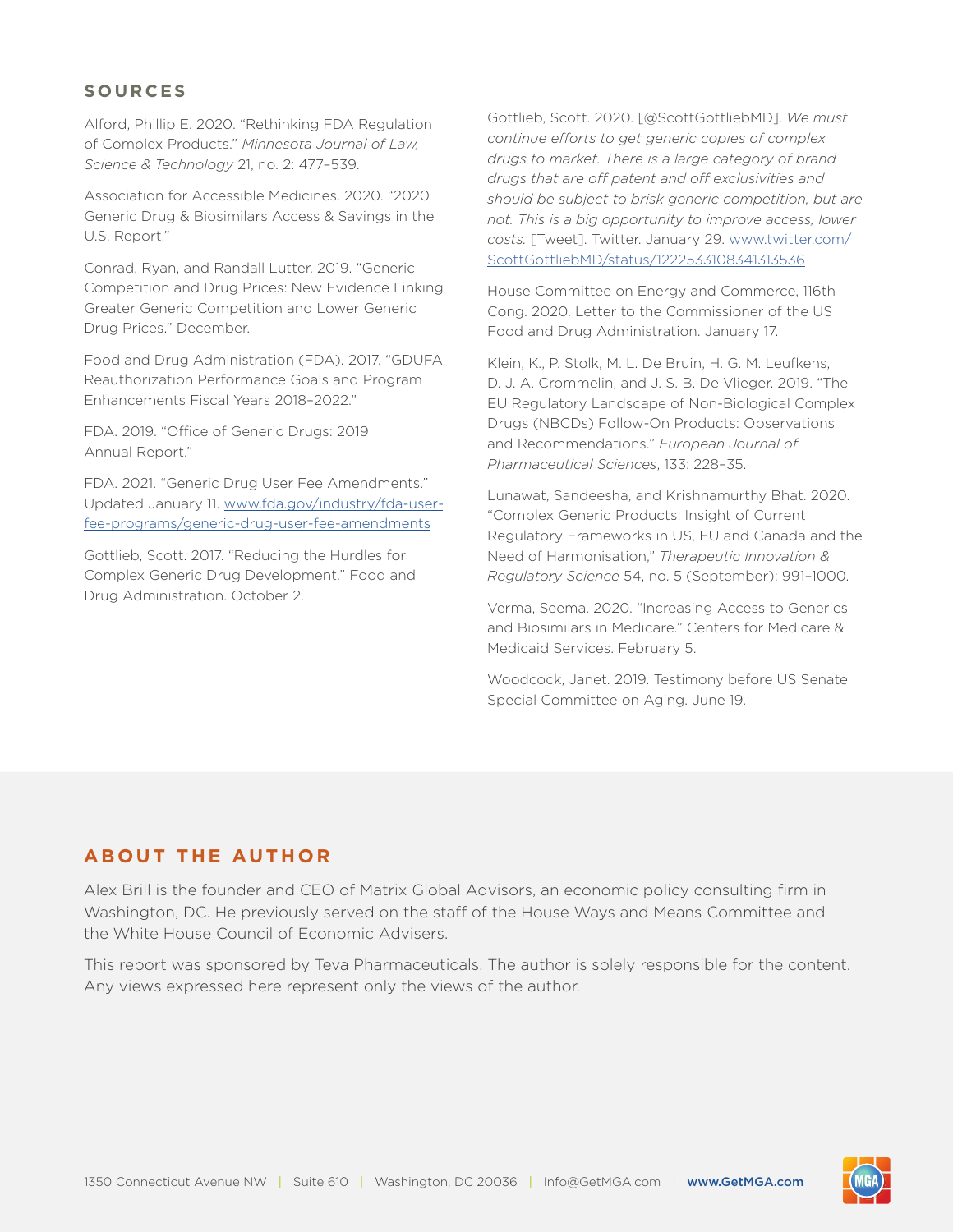## SOURCES

Alford, Phillip E. 2020. "Rethinking FDA Regulation of Complex Products." *Minnesota Journal of Law, Science & Technology* 21, no. 2: 477–539.

Association for Accessible Medicines. 2020. "2020 Generic Drug & Biosimilars Access & Savings in the U.S. Report."

Conrad, Ryan, and Randall Lutter. 2019. "Generic Competition and Drug Prices: New Evidence Linking Greater Generic Competition and Lower Generic Drug Prices." December.

Food and Drug Administration (FDA). 2017. "GDUFA Reauthorization Performance Goals and Program Enhancements Fiscal Years 2018–2022."

FDA. 2019. "Office of Generic Drugs: 2019 Annual Report."

FDA. 2021. "Generic Drug User Fee Amendments." Updated January 11. [www.fda.gov/industry/fda-user-fee-programs/generic-drug-user-fee-amendments](www.fda.gov/industry/fda-user-fee-programs/generic-drug-user-fee-amendments)

Gottlieb, Scott. 2017. "Reducing the Hurdles for Complex Generic Drug Development." Food and Drug Administration. October 2.

Gottlieb, Scott. 2020. [@ScottGottliebMD]. *We must continue efforts to get generic copies of complex drugs to market. There is a large category of brand drugs that are off patent and off exclusivities and should be subject to brisk generic competition, but are not. This is a big opportunity to improve access, lower costs.* [Tweet]. Twitter. January 29. [www.twitter.com/ScottGottliebMD/status/1222533108341313536](www.twitter.com/ScottGottliebMD/status/1222533108341313536)

House Committee on Energy and Commerce, 116th Cong. 2020. Letter to the Commissioner of the US Food and Drug Administration. January 17.

Klein, K., P. Stolk, M. L. De Bruin, H. G. M. Leufkens, D. J. A. Crommelin, and J. S. B. De Vlieger. 2019. "The EU Regulatory Landscape of Non-Biological Complex Drugs (NBCDs) Follow-On Products: Observations and Recommendations." *European Journal of Pharmaceutical Sciences*, 133: 228–35.

Lunawat, Sandeesha, and Krishnamurthy Bhat. 2020. "Complex Generic Products: Insight of Current Regulatory Frameworks in US, EU and Canada and the Need of Harmonisation," *Therapeutic Innovation & Regulatory Science* 54, no. 5 (September): 991–1000.

Verma, Seema. 2020. "Increasing Access to Generics and Biosimilars in Medicare." Centers for Medicare & Medicaid Services. February 5.

Woodcock, Janet. 2019. Testimony before US Senate Special Committee on Aging. June 19.

## ABOUT THE AUTHOR

Alex Brill is the founder and CEO of Matrix Global Advisors, an economic policy consulting firm in Washington, DC. He previously served on the staff of the House Ways and Means Committee and the White House Council of Economic Advisers.

This report was sponsored by Teva Pharmaceuticals. The author is solely responsible for the content. Any views expressed here represent only the views of the author.

1350 Connecticut Avenue NW | Suite 610 | Washington, DC 20036 | Info@GetMGA.com | **www.GetMGA.com**